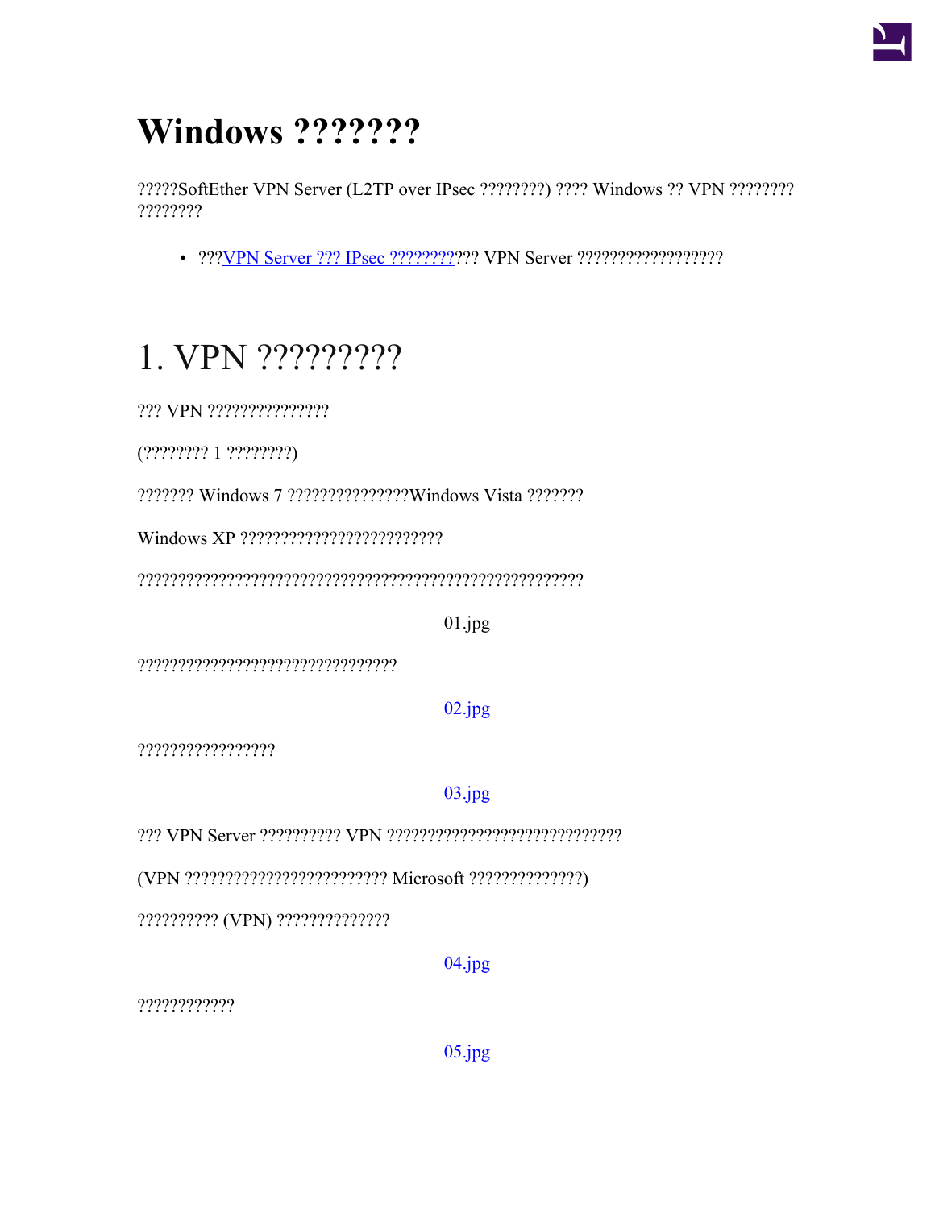# Windows ???????

?????SoftEther VPN Server (L2TP over IPsec ????????) ???? Windows ?? VPN ???????? ????????

- ???VPN Server ??? IPsec ???????????? VPN Server ??????????????????

# 1. VPN ?????????

??? VPN ???????????????

(???????? 1 ????????)

??????? Windows 7 ???????????????Windows Vista ???????

Windows XP ?????????????????????????

????????????????????????????????????????????????????????

01.jpg

?????????????????????????????????

02.jpg

?????????????????

03.jpg

??? VPN Server ?????????? VPN ?????????????????????????????

(VPN ????????????????????????? Microsoft ??????????????)

?????????? (VPN) ??????????????

04.jpg

????????????

05.jpg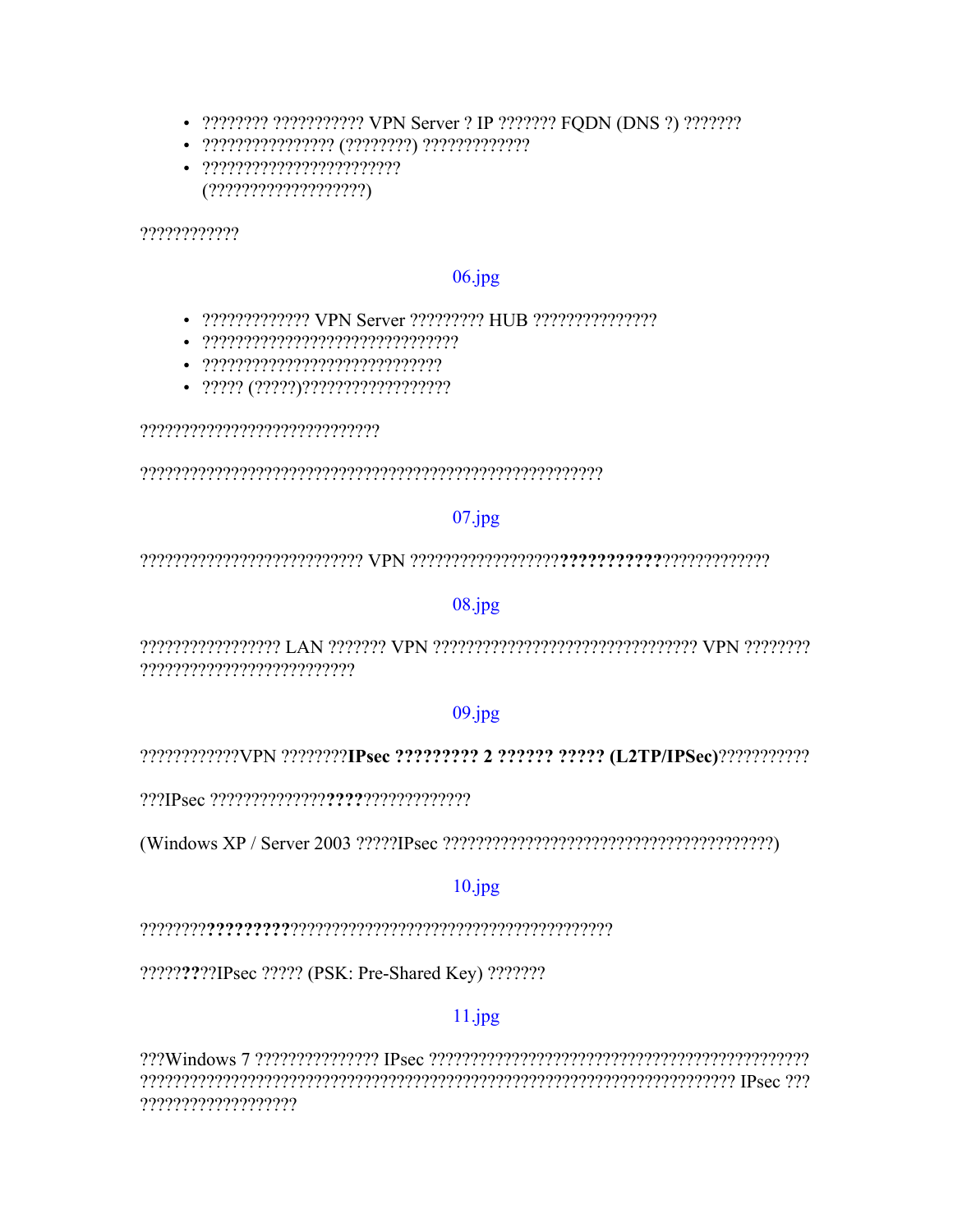- ???????? ??????????? VPN Server ? IP ??????? FQDN (DNS ?) ???????
- ??????????????? (????????) ?????????????
- ???????????????????????
  (??????????????????)

???????????

06.jpg

- ????????????? VPN Server ????????? HUB ???????????????
- ??????????????????????????????
- ????????????????????????????
- ????? (?????)??????????????????

????????????????????????????

?????????????????????????????????????????????????????????

07.jpg

??????????????????????????? VPN ??????????????????**??????????**?????????????

08.jpg

????????????????? LAN ??????? VPN ??????????????????????????????? VPN ????????
??????????????????????????

09.jpg

????????????VPN ????????**IPsec ????????? 2 ?????? ????? (L2TP/IPSec)**???????????

???IPsec ??????????????**????**??????????????

(Windows XP / Server 2003 ?????IPsec ????????????????????????????????????????)

10.jpg

????????**?????????**???????????????????????????????????????

?????**??**??IPsec ????? (PSK: Pre-Shared Key) ???????

11.jpg

???Windows 7 ??????????????? IPsec ??????????????????????????????????????????????
????????????????????????????????????????????????????????????????????? IPsec ???
???????????????????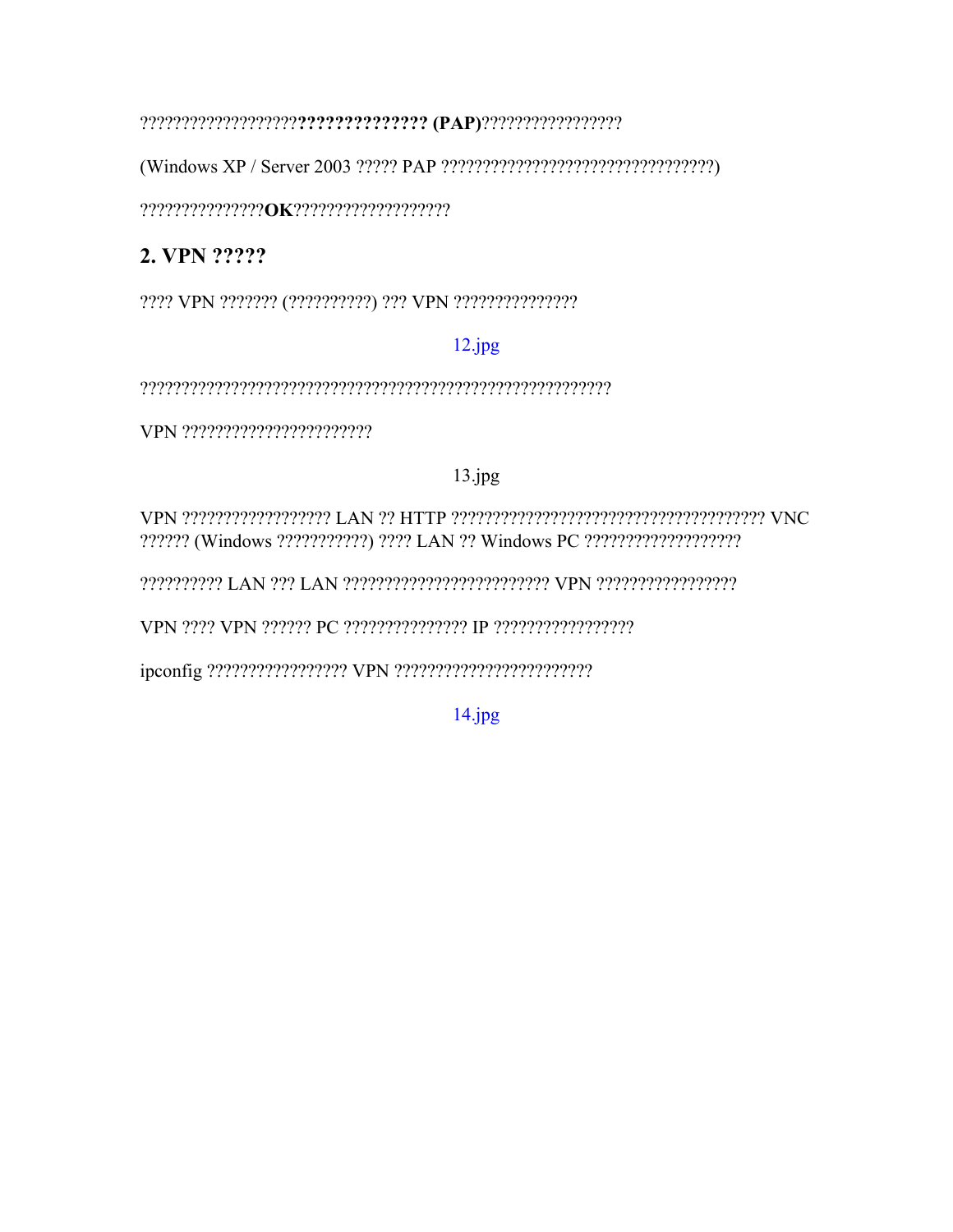???????????????????**?????????????? (PAP)**?????????????????

(Windows XP / Server 2003 ????? PAP ????????????????????????????????)

???????????????**OK**???????????????????

## 2. VPN ?????

???? VPN ??????? (??????????) ??? VPN ???????????????

12.jpg

?????????????????????????????????????????????????????????

VPN ???????????????????????

13.jpg

VPN ?????????????????? LAN ?? HTTP ?????????????????????????????????????? VNC ?????? (Windows ???????????) ???? LAN ?? Windows PC ???????????????????

?????????? LAN ??? LAN ????????????????????????? VPN ?????????????????

VPN ???? VPN ?????? PC ??????????????? IP ?????????????????

ipconfig ????????????????? VPN ????????????????????????

14.jpg